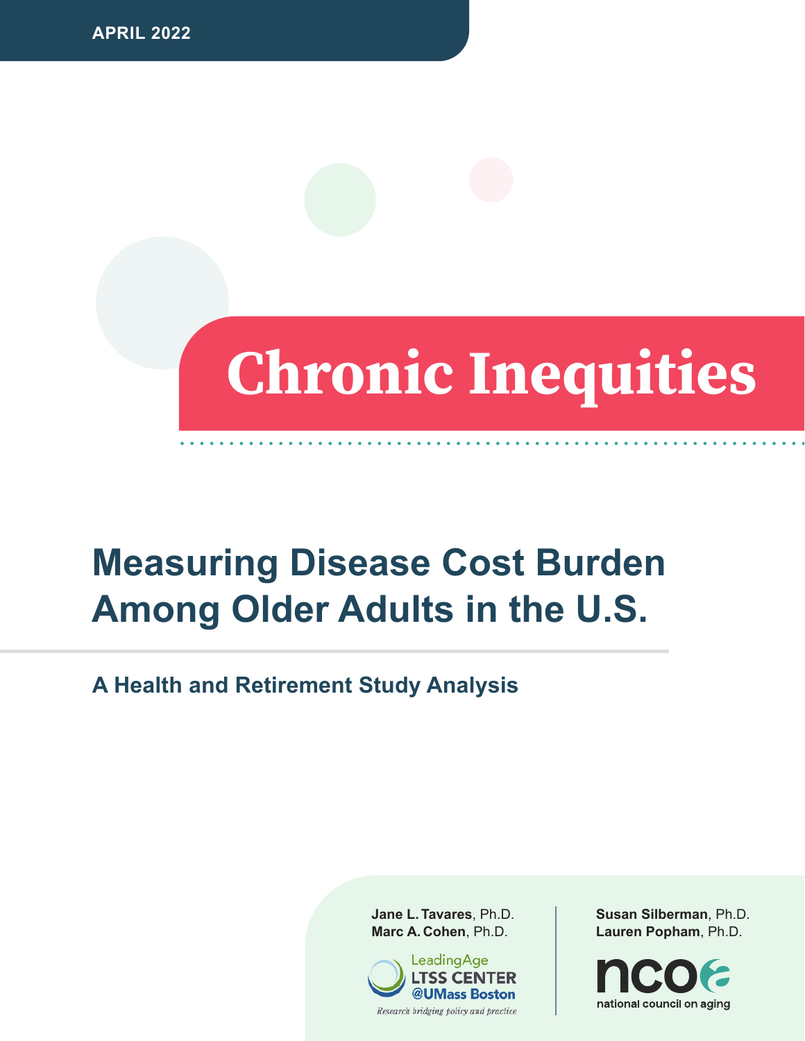APRIL 2022

# Chronic Inequities

## Measuring Disease Cost Burden Among Older Adults in the U.S.

### A Health and Retirement Study Analysis

**Jane L. Tavares**, Ph.D.
**Marc A. Cohen**, Ph.D.

LeadingAge LTSS CENTER @UMass Boston
*Research bridging policy and practice*

**Susan Silberman**, Ph.D.
**Lauren Popham**, Ph.D.

ncoa national council on aging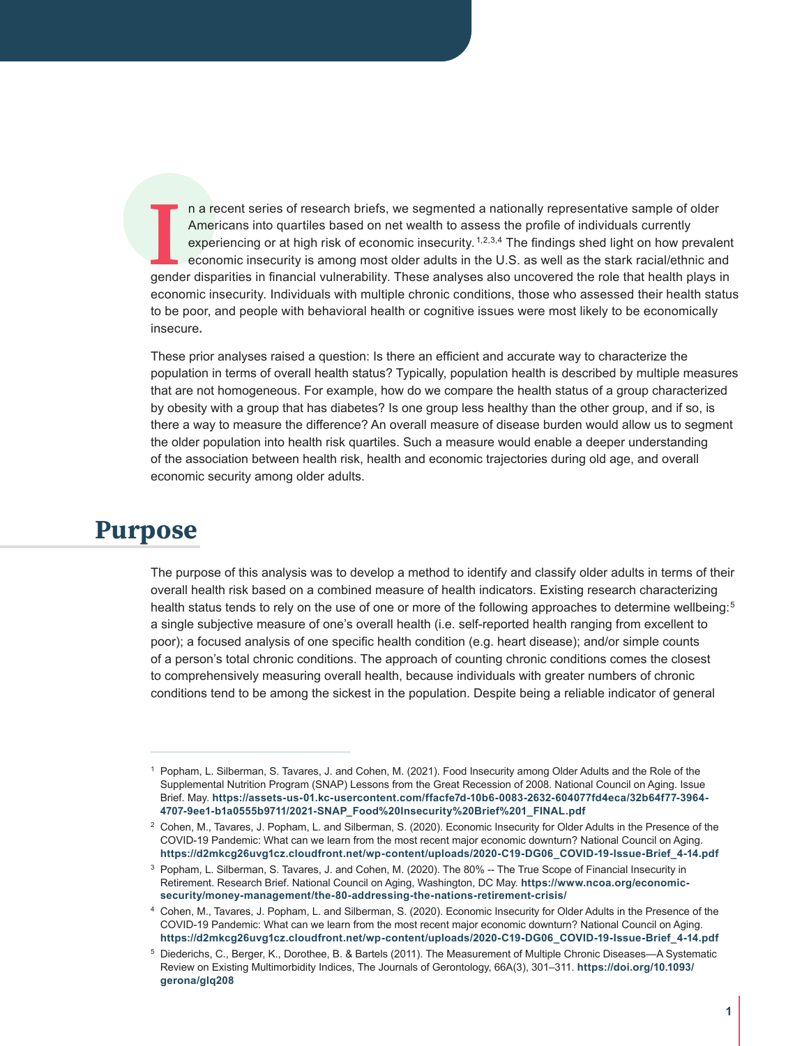In a recent series of research briefs, we segmented a nationally representative sample of older Americans into quartiles based on net wealth to assess the profile of individuals currently experiencing or at high risk of economic insecurity.[1,2,3,4] The findings shed light on how prevalent economic insecurity is among most older adults in the U.S. as well as the stark racial/ethnic and gender disparities in financial vulnerability. These analyses also uncovered the role that health plays in economic insecurity. Individuals with multiple chronic conditions, those who assessed their health status to be poor, and people with behavioral health or cognitive issues were most likely to be economically insecure.

These prior analyses raised a question: Is there an efficient and accurate way to characterize the population in terms of overall health status? Typically, population health is described by multiple measures that are not homogeneous. For example, how do we compare the health status of a group characterized by obesity with a group that has diabetes? Is one group less healthy than the other group, and if so, is there a way to measure the difference? An overall measure of disease burden would allow us to segment the older population into health risk quartiles. Such a measure would enable a deeper understanding of the association between health risk, health and economic trajectories during old age, and overall economic security among older adults.

## Purpose

The purpose of this analysis was to develop a method to identify and classify older adults in terms of their overall health risk based on a combined measure of health indicators. Existing research characterizing health status tends to rely on the use of one or more of the following approaches to determine wellbeing:[5] a single subjective measure of one's overall health (i.e. self-reported health ranging from excellent to poor); a focused analysis of one specific health condition (e.g. heart disease); and/or simple counts of a person's total chronic conditions. The approach of counting chronic conditions comes the closest to comprehensively measuring overall health, because individuals with greater numbers of chronic conditions tend to be among the sickest in the population. Despite being a reliable indicator of general

---

1 Popham, L. Silberman, S. Tavares, J. and Cohen, M. (2021). Food Insecurity among Older Adults and the Role of the Supplemental Nutrition Program (SNAP) Lessons from the Great Recession of 2008. National Council on Aging. Issue Brief. May. **https://assets-us-01.kc-usercontent.com/ffacfe7d-10b6-0083-2632-604077fd4eca/32b64f77-3964-4707-9ee1-b1a0555b9711/2021-SNAP_Food%20Insecurity%20Brief%201_FINAL.pdf**

2 Cohen, M., Tavares, J. Popham, L. and Silberman, S. (2020). Economic Insecurity for Older Adults in the Presence of the COVID-19 Pandemic: What can we learn from the most recent major economic downturn? National Council on Aging. **https://d2mkcg26uvg1cz.cloudfront.net/wp-content/uploads/2020-C19-DG06_COVID-19-Issue-Brief_4-14.pdf**

3 Popham, L. Silberman, S. Tavares, J. and Cohen, M. (2020). The 80% -- The True Scope of Financial Insecurity in Retirement. Research Brief. National Council on Aging, Washington, DC May. **https://www.ncoa.org/economic-security/money-management/the-80-addressing-the-nations-retirement-crisis/**

4 Cohen, M., Tavares, J. Popham, L. and Silberman, S. (2020). Economic Insecurity for Older Adults in the Presence of the COVID-19 Pandemic: What can we learn from the most recent major economic downturn? National Council on Aging. **https://d2mkcg26uvg1cz.cloudfront.net/wp-content/uploads/2020-C19-DG06_COVID-19-Issue-Brief_4-14.pdf**

5 Diederichs, C., Berger, K., Dorothee, B. & Bartels (2011). The Measurement of Multiple Chronic Diseases—A Systematic Review on Existing Multimorbidity Indices, The Journals of Gerontology, 66A(3), 301–311. **https://doi.org/10.1093/gerona/glq208**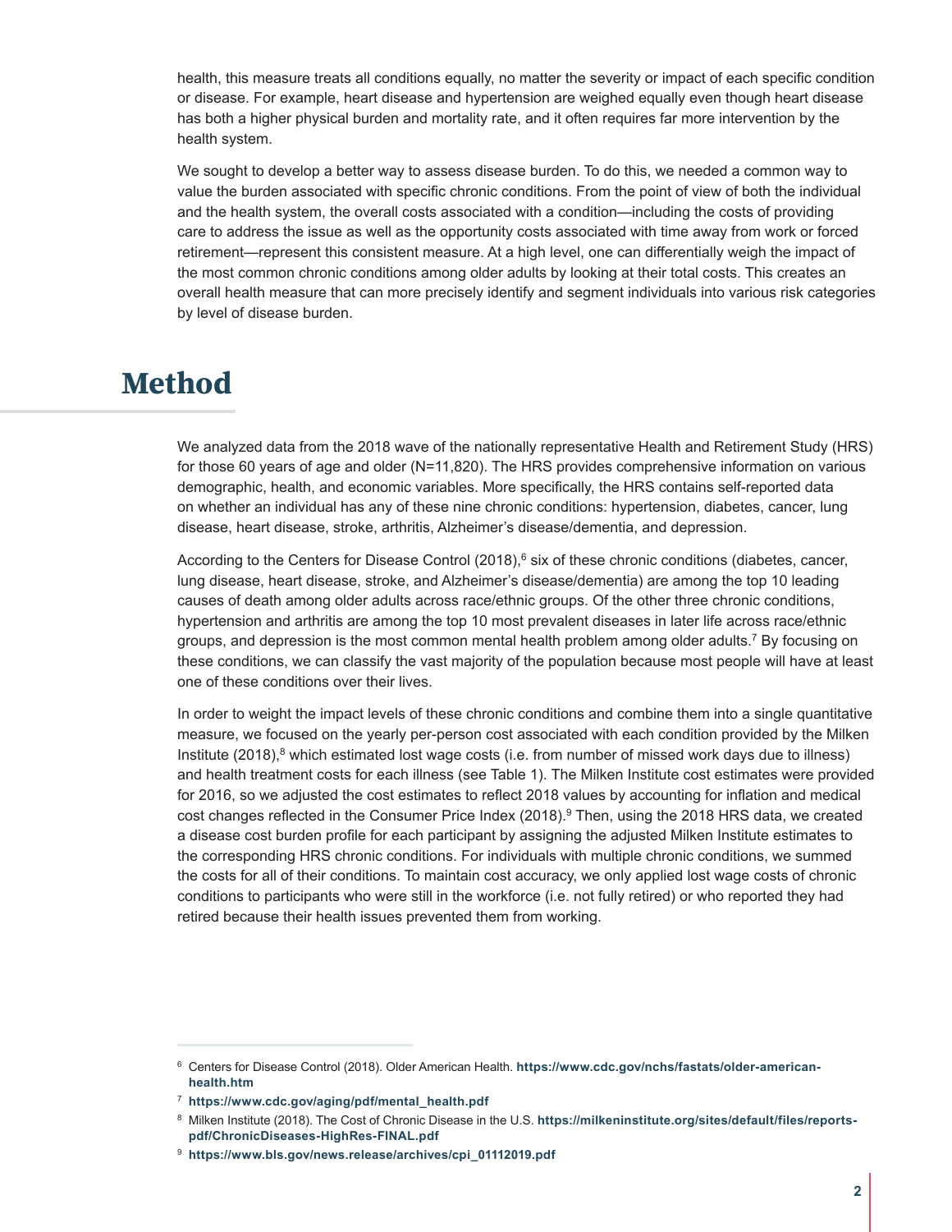health, this measure treats all conditions equally, no matter the severity or impact of each specific condition or disease. For example, heart disease and hypertension are weighed equally even though heart disease has both a higher physical burden and mortality rate, and it often requires far more intervention by the health system.

We sought to develop a better way to assess disease burden. To do this, we needed a common way to value the burden associated with specific chronic conditions. From the point of view of both the individual and the health system, the overall costs associated with a condition—including the costs of providing care to address the issue as well as the opportunity costs associated with time away from work or forced retirement—represent this consistent measure. At a high level, one can differentially weigh the impact of the most common chronic conditions among older adults by looking at their total costs. This creates an overall health measure that can more precisely identify and segment individuals into various risk categories by level of disease burden.

# Method

We analyzed data from the 2018 wave of the nationally representative Health and Retirement Study (HRS) for those 60 years of age and older (N=11,820). The HRS provides comprehensive information on various demographic, health, and economic variables. More specifically, the HRS contains self-reported data on whether an individual has any of these nine chronic conditions: hypertension, diabetes, cancer, lung disease, heart disease, stroke, arthritis, Alzheimer's disease/dementia, and depression.

According to the Centers for Disease Control (2018),[6] six of these chronic conditions (diabetes, cancer, lung disease, heart disease, stroke, and Alzheimer's disease/dementia) are among the top 10 leading causes of death among older adults across race/ethnic groups. Of the other three chronic conditions, hypertension and arthritis are among the top 10 most prevalent diseases in later life across race/ethnic groups, and depression is the most common mental health problem among older adults.[7] By focusing on these conditions, we can classify the vast majority of the population because most people will have at least one of these conditions over their lives.

In order to weight the impact levels of these chronic conditions and combine them into a single quantitative measure, we focused on the yearly per-person cost associated with each condition provided by the Milken Institute (2018),[8] which estimated lost wage costs (i.e. from number of missed work days due to illness) and health treatment costs for each illness (see Table 1). The Milken Institute cost estimates were provided for 2016, so we adjusted the cost estimates to reflect 2018 values by accounting for inflation and medical cost changes reflected in the Consumer Price Index (2018).[9] Then, using the 2018 HRS data, we created a disease cost burden profile for each participant by assigning the adjusted Milken Institute estimates to the corresponding HRS chronic conditions. For individuals with multiple chronic conditions, we summed the costs for all of their conditions. To maintain cost accuracy, we only applied lost wage costs of chronic conditions to participants who were still in the workforce (i.e. not fully retired) or who reported they had retired because their health issues prevented them from working.

---

[6] Centers for Disease Control (2018). Older American Health. **https://www.cdc.gov/nchs/fastats/older-american-health.htm**

[7] **https://www.cdc.gov/aging/pdf/mental_health.pdf**

[8] Milken Institute (2018). The Cost of Chronic Disease in the U.S. **https://milkeninstitute.org/sites/default/files/reports-pdf/ChronicDiseases-HighRes-FINAL.pdf**

[9] **https://www.bls.gov/news.release/archives/cpi_01112019.pdf**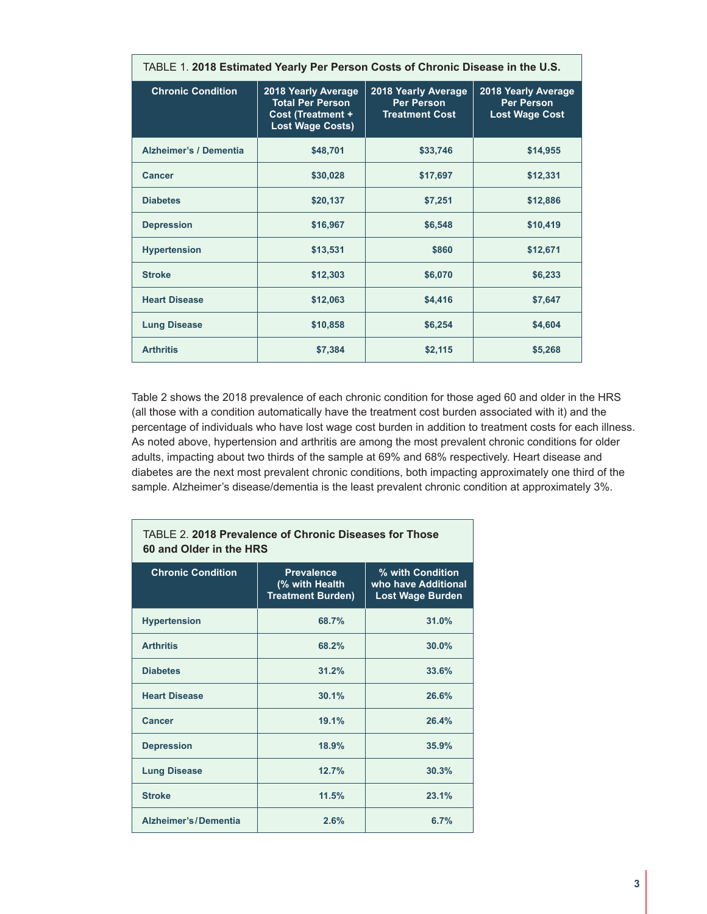TABLE 1. **2018 Estimated Yearly Per Person Costs of Chronic Disease in the U.S.**

| Chronic Condition | 2018 Yearly Average Total Per Person Cost (Treatment + Lost Wage Costs) | 2018 Yearly Average Per Person Treatment Cost | 2018 Yearly Average Per Person Lost Wage Cost |
|---|---|---|---|
| Alzheimer's / Dementia | $48,701 | $33,746 | $14,955 |
| Cancer | $30,028 | $17,697 | $12,331 |
| Diabetes | $20,137 | $7,251 | $12,886 |
| Depression | $16,967 | $6,548 | $10,419 |
| Hypertension | $13,531 | $860 | $12,671 |
| Stroke | $12,303 | $6,070 | $6,233 |
| Heart Disease | $12,063 | $4,416 | $7,647 |
| Lung Disease | $10,858 | $6,254 | $4,604 |
| Arthritis | $7,384 | $2,115 | $5,268 |

Table 2 shows the 2018 prevalence of each chronic condition for those aged 60 and older in the HRS (all those with a condition automatically have the treatment cost burden associated with it) and the percentage of individuals who have lost wage cost burden in addition to treatment costs for each illness. As noted above, hypertension and arthritis are among the most prevalent chronic conditions for older adults, impacting about two thirds of the sample at 69% and 68% respectively. Heart disease and diabetes are the next most prevalent chronic conditions, both impacting approximately one third of the sample. Alzheimer's disease/dementia is the least prevalent chronic condition at approximately 3%.

TABLE 2. **2018 Prevalence of Chronic Diseases for Those 60 and Older in the HRS**

| Chronic Condition | Prevalence (% with Health Treatment Burden) | % with Condition who have Additional Lost Wage Burden |
|---|---|---|
| Hypertension | 68.7% | 31.0% |
| Arthritis | 68.2% | 30.0% |
| Diabetes | 31.2% | 33.6% |
| Heart Disease | 30.1% | 26.6% |
| Cancer | 19.1% | 26.4% |
| Depression | 18.9% | 35.9% |
| Lung Disease | 12.7% | 30.3% |
| Stroke | 11.5% | 23.1% |
| Alzheimer's/Dementia | 2.6% | 6.7% |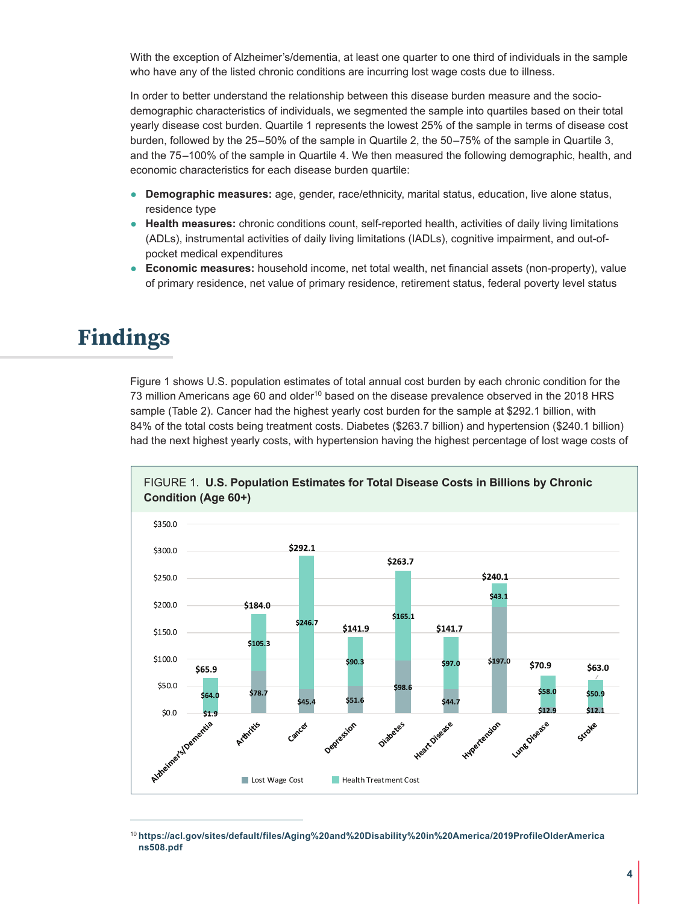With the exception of Alzheimer's/dementia, at least one quarter to one third of individuals in the sample who have any of the listed chronic conditions are incurring lost wage costs due to illness.

In order to better understand the relationship between this disease burden measure and the socio-demographic characteristics of individuals, we segmented the sample into quartiles based on their total yearly disease cost burden. Quartile 1 represents the lowest 25% of the sample in terms of disease cost burden, followed by the 25–50% of the sample in Quartile 2, the 50–75% of the sample in Quartile 3, and the 75–100% of the sample in Quartile 4. We then measured the following demographic, health, and economic characteristics for each disease burden quartile:

- **Demographic measures:** age, gender, race/ethnicity, marital status, education, live alone status, residence type
- **Health measures:** chronic conditions count, self-reported health, activities of daily living limitations (ADLs), instrumental activities of daily living limitations (IADLs), cognitive impairment, and out-of-pocket medical expenditures
- **Economic measures:** household income, net total wealth, net financial assets (non-property), value of primary residence, net value of primary residence, retirement status, federal poverty level status

# Findings

Figure 1 shows U.S. population estimates of total annual cost burden by each chronic condition for the 73 million Americans age 60 and older[10] based on the disease prevalence observed in the 2018 HRS sample (Table 2). Cancer had the highest yearly cost burden for the sample at $292.1 billion, with 84% of the total costs being treatment costs. Diabetes ($263.7 billion) and hypertension ($240.1 billion) had the next highest yearly costs, with hypertension having the highest percentage of lost wage costs of

FIGURE 1. **U.S. Population Estimates for Total Disease Costs in Billions by Chronic Condition (Age 60+)**

| Condition | Lost Wage Cost | Health Treatment Cost | Total |
|---|---|---|---|
| Alzheimer's/Dementia | $1.9 | $64.0 | $65.9 |
| Arthritis | $78.7 | $105.3 | $184.0 |
| Cancer | $45.4 | $246.7 | $292.1 |
| Depression | $51.6 | $90.3 | $141.9 |
| Diabetes | $98.6 | $165.1 | $263.7 |
| Heart Disease | $44.7 | $97.0 | $141.7 |
| Hypertension | $197.0 | $43.1 | $240.1 |
| Lung Disease | $12.9 | $58.0 | $70.9 |
| Stroke | $12.1 | $50.9 | $63.0 |

[10] https://acl.gov/sites/default/files/Aging%20and%20Disability%20in%20America/2019ProfileOlderAmericans508.pdf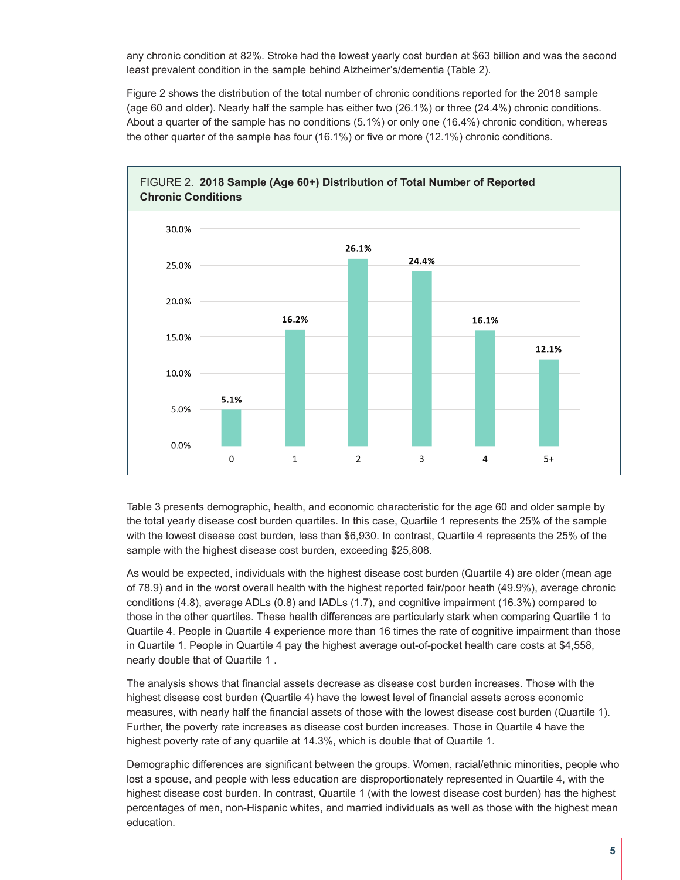any chronic condition at 82%. Stroke had the lowest yearly cost burden at $63 billion and was the second least prevalent condition in the sample behind Alzheimer's/dementia (Table 2).

Figure 2 shows the distribution of the total number of chronic conditions reported for the 2018 sample (age 60 and older). Nearly half the sample has either two (26.1%) or three (24.4%) chronic conditions. About a quarter of the sample has no conditions (5.1%) or only one (16.4%) chronic condition, whereas the other quarter of the sample has four (16.1%) or five or more (12.1%) chronic conditions.

FIGURE 2. **2018 Sample (Age 60+) Distribution of Total Number of Reported Chronic Conditions**

| Number of chronic conditions | Percent |
|---|---|
| 0 | 5.1% |
| 1 | 16.2% |
| 2 | 26.1% |
| 3 | 24.4% |
| 4 | 16.1% |
| 5+ | 12.1% |

Table 3 presents demographic, health, and economic characteristic for the age 60 and older sample by the total yearly disease cost burden quartiles. In this case, Quartile 1 represents the 25% of the sample with the lowest disease cost burden, less than $6,930. In contrast, Quartile 4 represents the 25% of the sample with the highest disease cost burden, exceeding $25,808.

As would be expected, individuals with the highest disease cost burden (Quartile 4) are older (mean age of 78.9) and in the worst overall health with the highest reported fair/poor heath (49.9%), average chronic conditions (4.8), average ADLs (0.8) and IADLs (1.7), and cognitive impairment (16.3%) compared to those in the other quartiles. These health differences are particularly stark when comparing Quartile 1 to Quartile 4. People in Quartile 4 experience more than 16 times the rate of cognitive impairment than those in Quartile 1. People in Quartile 4 pay the highest average out-of-pocket health care costs at $4,558, nearly double that of Quartile 1 .

The analysis shows that financial assets decrease as disease cost burden increases. Those with the highest disease cost burden (Quartile 4) have the lowest level of financial assets across economic measures, with nearly half the financial assets of those with the lowest disease cost burden (Quartile 1). Further, the poverty rate increases as disease cost burden increases. Those in Quartile 4 have the highest poverty rate of any quartile at 14.3%, which is double that of Quartile 1.

Demographic differences are significant between the groups. Women, racial/ethnic minorities, people who lost a spouse, and people with less education are disproportionately represented in Quartile 4, with the highest disease cost burden. In contrast, Quartile 1 (with the lowest disease cost burden) has the highest percentages of men, non-Hispanic whites, and married individuals as well as those with the highest mean education.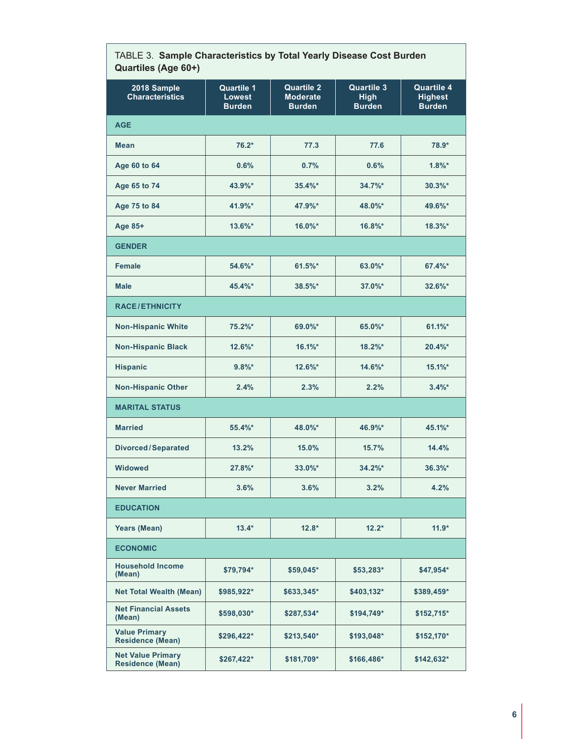TABLE 3. **Sample Characteristics by Total Yearly Disease Cost Burden Quartiles (Age 60+)**

| 2018 Sample Characteristics | Quartile 1 Lowest Burden | Quartile 2 Moderate Burden | Quartile 3 High Burden | Quartile 4 Highest Burden |
|---|---|---|---|---|
| **AGE** | | | | |
| Mean | 76.2* | 77.3 | 77.6 | 78.9* |
| Age 60 to 64 | 0.6% | 0.7% | 0.6% | 1.8%* |
| Age 65 to 74 | 43.9%* | 35.4%* | 34.7%* | 30.3%* |
| Age 75 to 84 | 41.9%* | 47.9%* | 48.0%* | 49.6%* |
| Age 85+ | 13.6%* | 16.0%* | 16.8%* | 18.3%* |
| **GENDER** | | | | |
| Female | 54.6%* | 61.5%* | 63.0%* | 67.4%* |
| Male | 45.4%* | 38.5%* | 37.0%* | 32.6%* |
| **RACE/ETHNICITY** | | | | |
| Non-Hispanic White | 75.2%* | 69.0%* | 65.0%* | 61.1%* |
| Non-Hispanic Black | 12.6%* | 16.1%* | 18.2%* | 20.4%* |
| Hispanic | 9.8%* | 12.6%* | 14.6%* | 15.1%* |
| Non-Hispanic Other | 2.4% | 2.3% | 2.2% | 3.4%* |
| **MARITAL STATUS** | | | | |
| Married | 55.4%* | 48.0%* | 46.9%* | 45.1%* |
| Divorced/Separated | 13.2% | 15.0% | 15.7% | 14.4% |
| Widowed | 27.8%* | 33.0%* | 34.2%* | 36.3%* |
| Never Married | 3.6% | 3.6% | 3.2% | 4.2% |
| **EDUCATION** | | | | |
| Years (Mean) | 13.4* | 12.8* | 12.2* | 11.9* |
| **ECONOMIC** | | | | |
| Household Income (Mean) | $79,794* | $59,045* | $53,283* | $47,954* |
| Net Total Wealth (Mean) | $985,922* | $633,345* | $403,132* | $389,459* |
| Net Financial Assets (Mean) | $598,030* | $287,534* | $194,749* | $152,715* |
| Value Primary Residence (Mean) | $296,422* | $213,540* | $193,048* | $152,170* |
| Net Value Primary Residence (Mean) | $267,422* | $181,709* | $166,486* | $142,632* |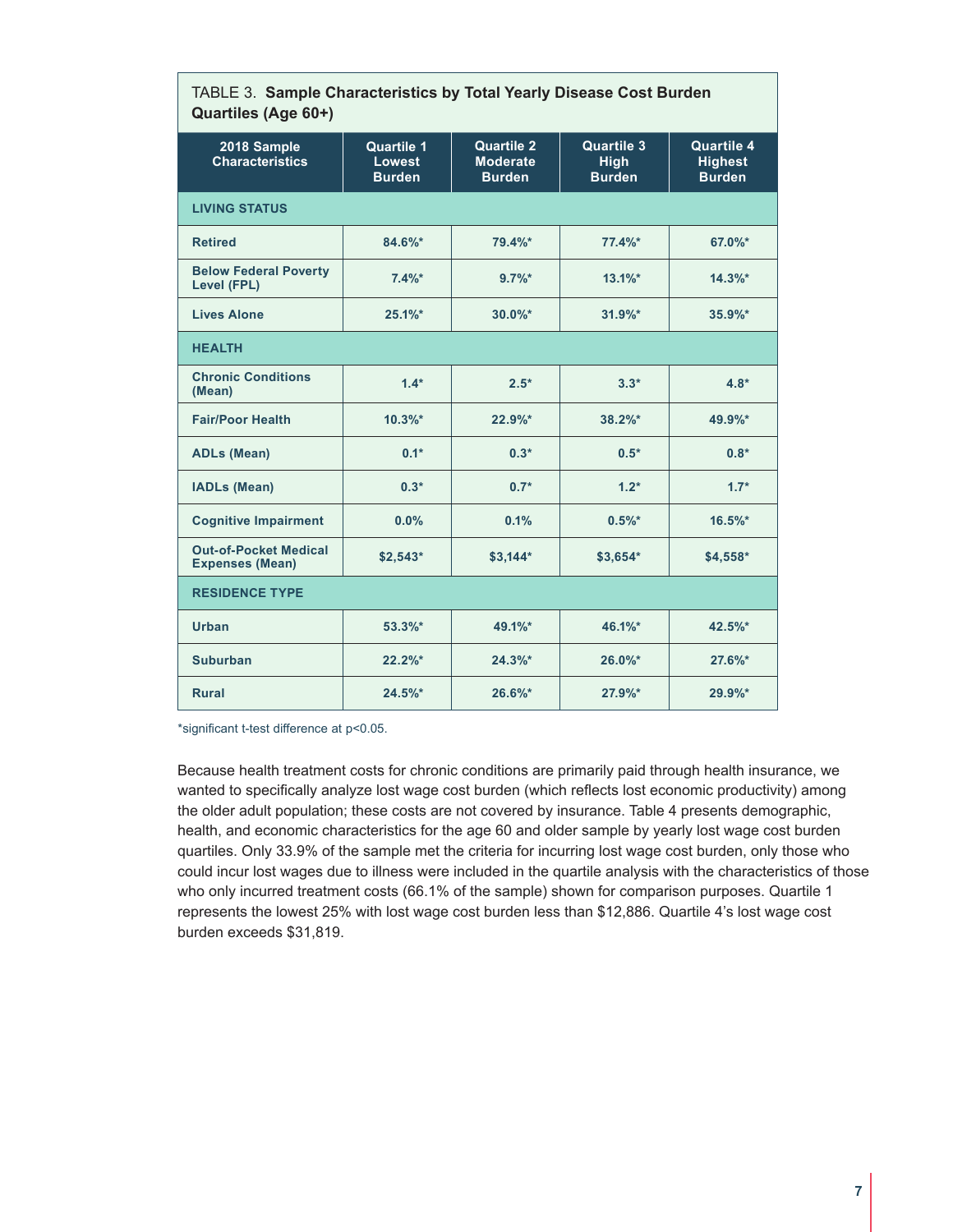TABLE 3. **Sample Characteristics by Total Yearly Disease Cost Burden Quartiles (Age 60+)**

| 2018 Sample Characteristics | Quartile 1 Lowest Burden | Quartile 2 Moderate Burden | Quartile 3 High Burden | Quartile 4 Highest Burden |
|---|---|---|---|---|
| **LIVING STATUS** | | | | |
| **Retired** | 84.6%* | 79.4%* | 77.4%* | 67.0%* |
| **Below Federal Poverty Level (FPL)** | 7.4%* | 9.7%* | 13.1%* | 14.3%* |
| **Lives Alone** | 25.1%* | 30.0%* | 31.9%* | 35.9%* |
| **HEALTH** | | | | |
| **Chronic Conditions (Mean)** | 1.4* | 2.5* | 3.3* | 4.8* |
| **Fair/Poor Health** | 10.3%* | 22.9%* | 38.2%* | 49.9%* |
| **ADLs (Mean)** | 0.1* | 0.3* | 0.5* | 0.8* |
| **IADLs (Mean)** | 0.3* | 0.7* | 1.2* | 1.7* |
| **Cognitive Impairment** | 0.0% | 0.1% | 0.5%* | 16.5%* |
| **Out-of-Pocket Medical Expenses (Mean)** | $2,543* | $3,144* | $3,654* | $4,558* |
| **RESIDENCE TYPE** | | | | |
| **Urban** | 53.3%* | 49.1%* | 46.1%* | 42.5%* |
| **Suburban** | 22.2%* | 24.3%* | 26.0%* | 27.6%* |
| **Rural** | 24.5%* | 26.6%* | 27.9%* | 29.9%* |

*significant t-test difference at $p<0.05$.

Because health treatment costs for chronic conditions are primarily paid through health insurance, we wanted to specifically analyze lost wage cost burden (which reflects lost economic productivity) among the older adult population; these costs are not covered by insurance. Table 4 presents demographic, health, and economic characteristics for the age 60 and older sample by yearly lost wage cost burden quartiles. Only 33.9% of the sample met the criteria for incurring lost wage cost burden, only those who could incur lost wages due to illness were included in the quartile analysis with the characteristics of those who only incurred treatment costs (66.1% of the sample) shown for comparison purposes. Quartile 1 represents the lowest 25% with lost wage cost burden less than $12,886. Quartile 4's lost wage cost burden exceeds $31,819.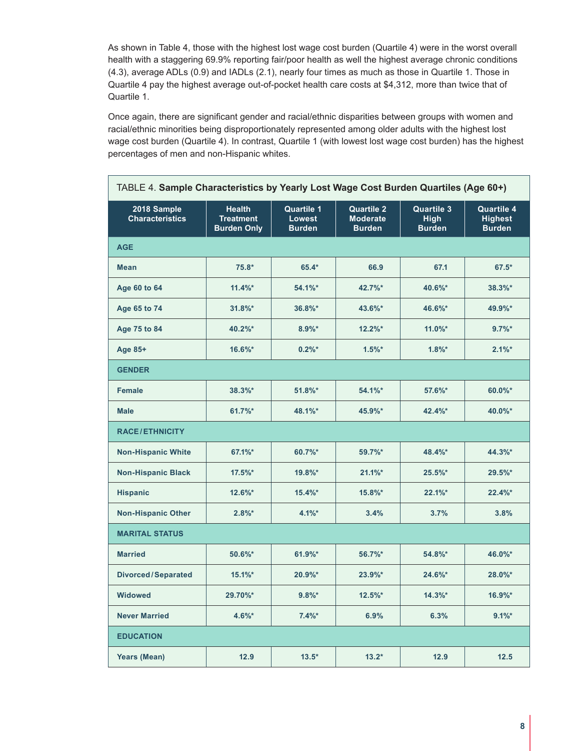As shown in Table 4, those with the highest lost wage cost burden (Quartile 4) were in the worst overall health with a staggering 69.9% reporting fair/poor health as well the highest average chronic conditions (4.3), average ADLs (0.9) and IADLs (2.1), nearly four times as much as those in Quartile 1. Those in Quartile 4 pay the highest average out-of-pocket health care costs at $4,312, more than twice that of Quartile 1.

Once again, there are significant gender and racial/ethnic disparities between groups with women and racial/ethnic minorities being disproportionately represented among older adults with the highest lost wage cost burden (Quartile 4). In contrast, Quartile 1 (with lowest lost wage cost burden) has the highest percentages of men and non-Hispanic whites.

TABLE 4. **Sample Characteristics by Yearly Lost Wage Cost Burden Quartiles (Age 60+)**

| 2018 Sample Characteristics | Health Treatment Burden Only | Quartile 1 Lowest Burden | Quartile 2 Moderate Burden | Quartile 3 High Burden | Quartile 4 Highest Burden |
|---|---|---|---|---|---|
| **AGE** | | | | | |
| Mean | 75.8* | 65.4* | 66.9 | 67.1 | 67.5* |
| Age 60 to 64 | 11.4%* | 54.1%* | 42.7%* | 40.6%* | 38.3%* |
| Age 65 to 74 | 31.8%* | 36.8%* | 43.6%* | 46.6%* | 49.9%* |
| Age 75 to 84 | 40.2%* | 8.9%* | 12.2%* | 11.0%* | 9.7%* |
| Age 85+ | 16.6%* | 0.2%* | 1.5%* | 1.8%* | 2.1%* |
| **GENDER** | | | | | |
| Female | 38.3%* | 51.8%* | 54.1%* | 57.6%* | 60.0%* |
| Male | 61.7%* | 48.1%* | 45.9%* | 42.4%* | 40.0%* |
| **RACE/ETHNICITY** | | | | | |
| Non-Hispanic White | 67.1%* | 60.7%* | 59.7%* | 48.4%* | 44.3%* |
| Non-Hispanic Black | 17.5%* | 19.8%* | 21.1%* | 25.5%* | 29.5%* |
| Hispanic | 12.6%* | 15.4%* | 15.8%* | 22.1%* | 22.4%* |
| Non-Hispanic Other | 2.8%* | 4.1%* | 3.4% | 3.7% | 3.8% |
| **MARITAL STATUS** | | | | | |
| Married | 50.6%* | 61.9%* | 56.7%* | 54.8%* | 46.0%* |
| Divorced/Separated | 15.1%* | 20.9%* | 23.9%* | 24.6%* | 28.0%* |
| Widowed | 29.70%* | 9.8%* | 12.5%* | 14.3%* | 16.9%* |
| Never Married | 4.6%* | 7.4%* | 6.9% | 6.3% | 9.1%* |
| **EDUCATION** | | | | | |
| Years (Mean) | 12.9 | 13.5* | 13.2* | 12.9 | 12.5 |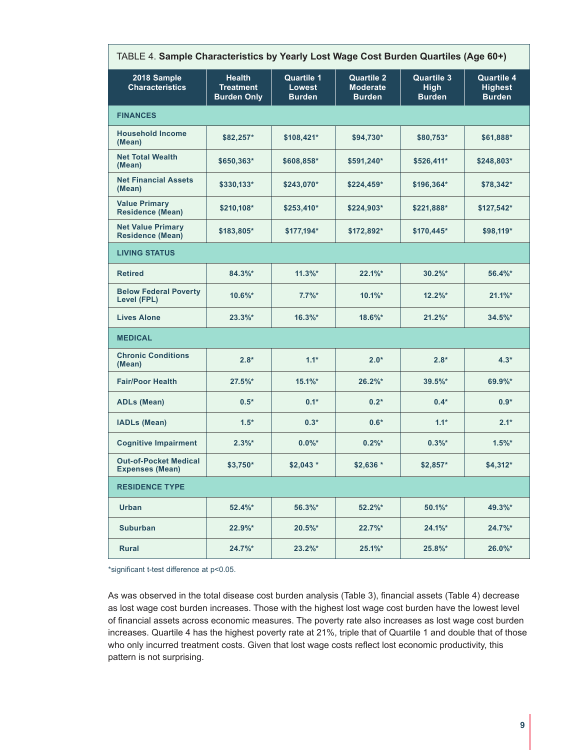TABLE 4. **Sample Characteristics by Yearly Lost Wage Cost Burden Quartiles (Age 60+)**

| 2018 Sample Characteristics | Health Treatment Burden Only | Quartile 1 Lowest Burden | Quartile 2 Moderate Burden | Quartile 3 High Burden | Quartile 4 Highest Burden |
|---|---|---|---|---|---|
| **FINANCES** | | | | | |
| Household Income (Mean) | $82,257* | $108,421* | $94,730* | $80,753* | $61,888* |
| Net Total Wealth (Mean) | $650,363* | $608,858* | $591,240* | $526,411* | $248,803* |
| Net Financial Assets (Mean) | $330,133* | $243,070* | $224,459* | $196,364* | $78,342* |
| Value Primary Residence (Mean) | $210,108* | $253,410* | $224,903* | $221,888* | $127,542* |
| Net Value Primary Residence (Mean) | $183,805* | $177,194* | $172,892* | $170,445* | $98,119* |
| **LIVING STATUS** | | | | | |
| Retired | 84.3%* | 11.3%* | 22.1%* | 30.2%* | 56.4%* |
| Below Federal Poverty Level (FPL) | 10.6%* | 7.7%* | 10.1%* | 12.2%* | 21.1%* |
| Lives Alone | 23.3%* | 16.3%* | 18.6%* | 21.2%* | 34.5%* |
| **MEDICAL** | | | | | |
| Chronic Conditions (Mean) | 2.8* | 1.1* | 2.0* | 2.8* | 4.3* |
| Fair/Poor Health | 27.5%* | 15.1%* | 26.2%* | 39.5%* | 69.9%* |
| ADLs (Mean) | 0.5* | 0.1* | 0.2* | 0.4* | 0.9* |
| IADLs (Mean) | 1.5* | 0.3* | 0.6* | 1.1* | 2.1* |
| Cognitive Impairment | 2.3%* | 0.0%* | 0.2%* | 0.3%* | 1.5%* |
| Out-of-Pocket Medical Expenses (Mean) | $3,750* | $2,043 * | $2,636 * | $2,857* | $4,312* |
| **RESIDENCE TYPE** | | | | | |
| Urban | 52.4%* | 56.3%* | 52.2%* | 50.1%* | 49.3%* |
| Suburban | 22.9%* | 20.5%* | 22.7%* | 24.1%* | 24.7%* |
| Rural | 24.7%* | 23.2%* | 25.1%* | 25.8%* | 26.0%* |

*significant t-test difference at $p<0.05$.

As was observed in the total disease cost burden analysis (Table 3), financial assets (Table 4) decrease as lost wage cost burden increases. Those with the highest lost wage cost burden have the lowest level of financial assets across economic measures. The poverty rate also increases as lost wage cost burden increases. Quartile 4 has the highest poverty rate at 21%, triple that of Quartile 1 and double that of those who only incurred treatment costs. Given that lost wage costs reflect lost economic productivity, this pattern is not surprising.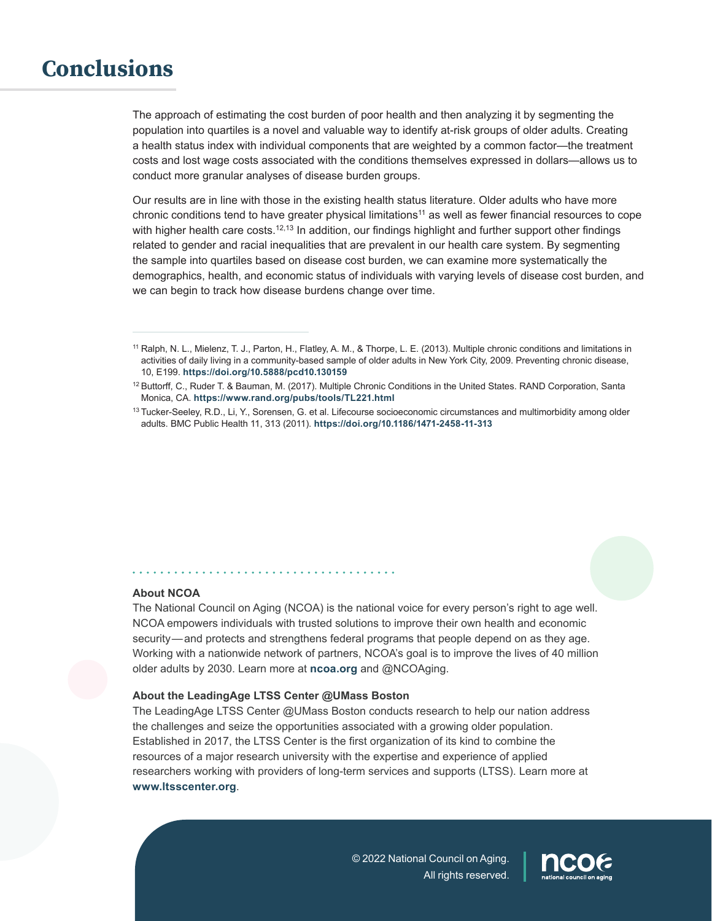# Conclusions

The approach of estimating the cost burden of poor health and then analyzing it by segmenting the population into quartiles is a novel and valuable way to identify at-risk groups of older adults. Creating a health status index with individual components that are weighted by a common factor—the treatment costs and lost wage costs associated with the conditions themselves expressed in dollars—allows us to conduct more granular analyses of disease burden groups.

Our results are in line with those in the existing health status literature. Older adults who have more chronic conditions tend to have greater physical limitations[11] as well as fewer financial resources to cope with higher health care costs.[12,13] In addition, our findings highlight and further support other findings related to gender and racial inequalities that are prevalent in our health care system. By segmenting the sample into quartiles based on disease cost burden, we can examine more systematically the demographics, health, and economic status of individuals with varying levels of disease cost burden, and we can begin to track how disease burdens change over time.

[11] Ralph, N. L., Mielenz, T. J., Parton, H., Flatley, A. M., & Thorpe, L. E. (2013). Multiple chronic conditions and limitations in activities of daily living in a community-based sample of older adults in New York City, 2009. Preventing chronic disease, 10, E199. **https://doi.org/10.5888/pcd10.130159**

[12] Buttorff, C., Ruder T. & Bauman, M. (2017). Multiple Chronic Conditions in the United States. RAND Corporation, Santa Monica, CA. **https://www.rand.org/pubs/tools/TL221.html**

[13] Tucker-Seeley, R.D., Li, Y., Sorensen, G. et al. Lifecourse socioeconomic circumstances and multimorbidity among older adults. BMC Public Health 11, 313 (2011). **https://doi.org/10.1186/1471-2458-11-313**

**About NCOA**

The National Council on Aging (NCOA) is the national voice for every person's right to age well. NCOA empowers individuals with trusted solutions to improve their own health and economic security—and protects and strengthens federal programs that people depend on as they age. Working with a nationwide network of partners, NCOA's goal is to improve the lives of 40 million older adults by 2030. Learn more at **ncoa.org** and @NCOAging.

**About the LeadingAge LTSS Center @UMass Boston**

The LeadingAge LTSS Center @UMass Boston conducts research to help our nation address the challenges and seize the opportunities associated with a growing older population. Established in 2017, the LTSS Center is the first organization of its kind to combine the resources of a major research university with the expertise and experience of applied researchers working with providers of long-term services and supports (LTSS). Learn more at **www.ltsscenter.org**.

© 2022 National Council on Aging. All rights reserved.

ncoa national council on aging